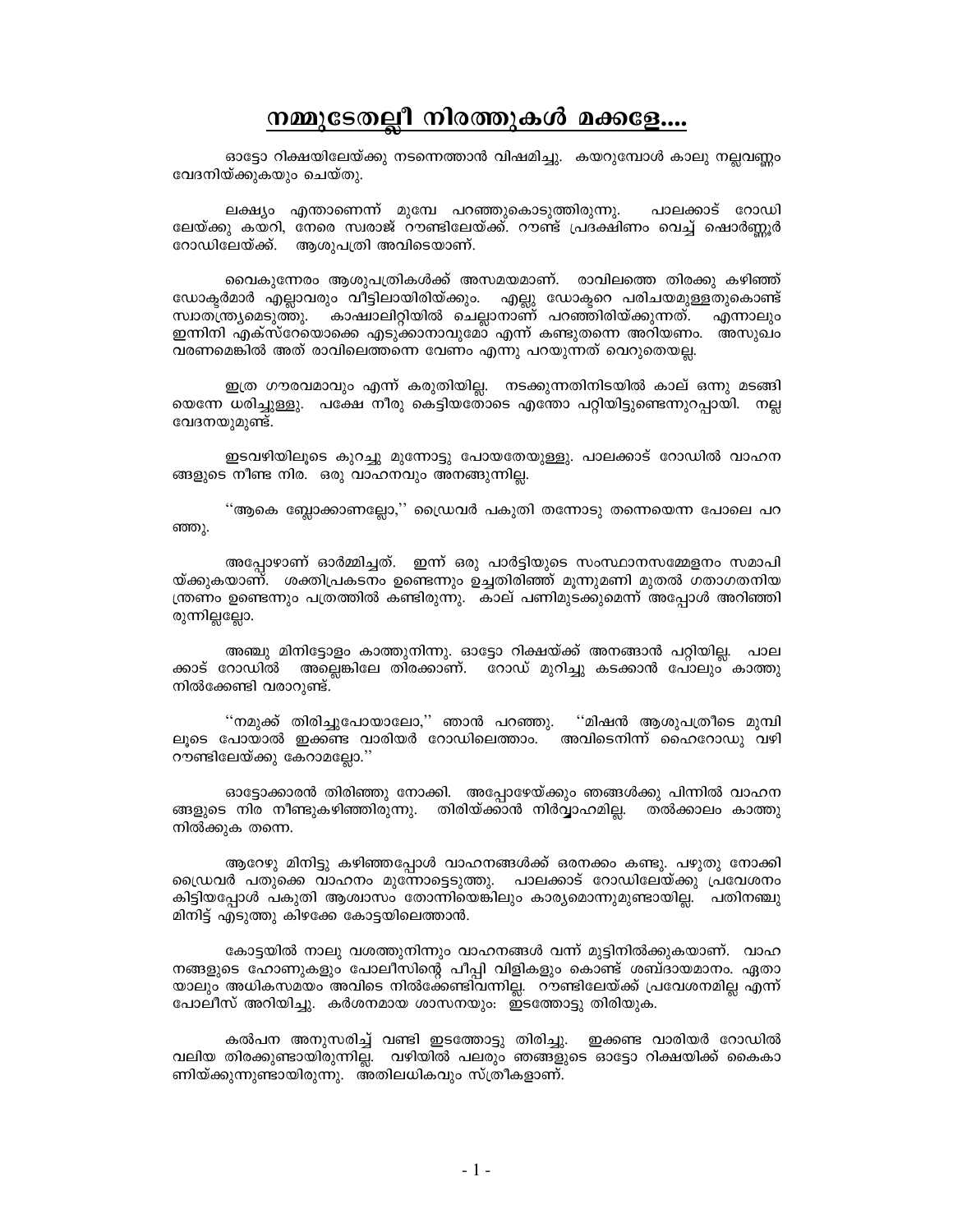# നമ്മുടേതല്ലീ നിരത്തുകൾ മക്കളേ....

ഓട്ടോ റിക്ഷയിലേയ്ക്കു നടന്നെത്താൻ വിഷമിച്ചു. കയറുമ്പോൾ കാലു നല്ലവണ്ണം വേദനിയ്ക്കുകയും ചെയ്തു.

ലക്ഷ്യം എന്താണെന്ന് മുമ്പേ പറഞ്ഞുകൊടുത്തിരുന്നു. പാലക്കാട് റോഡിലേയ്ക്കു കയറി, നേരെ സ്വരാജ് റൗണ്ടിലേയ്ക്ക്. റൗണ്ട് പ്രദക്ഷിണം വെച്ച് ഷൊർണ്ണൂർ റോഡിലേയ്ക്ക്. ആശുപത്രി അവിടെയാണ്.

വൈകുന്നേരം ആശുപത്രികൾക്ക് അസമയമാണ്. രാവിലത്തെ തിരക്കു കഴിഞ്ഞ് ഡോക്ടർമാർ എല്ലാവരും വീട്ടിലായിരിയ്ക്കും. എല്ലു ഡോക്ടറെ പരിചയമുള്ളതുകൊണ്ട് സ്വാതന്ത്ര്യമെടുത്തു. കാഷ്വാലിറ്റിയിൽ ചെല്ലാനാണ് പറഞ്ഞിരിയ്ക്കുന്നത്. എന്നാലും ഇന്നിനി എക്സ്റേയൊക്കെ എടുക്കാനാവുമോ എന്ന് കണ്ടുതന്നെ അറിയണം. അസുഖം വരണമെങ്കിൽ അത് രാവിലെത്തന്നെ വേണം എന്നു പറയുന്നത് വെറുതെയല്ല.

ഇത്ര ഗൗരവമാവും എന്ന് കരുതിയില്ല. നടക്കുന്നതിനിടയിൽ കാല് ഒന്നു മടങ്ങിയെന്നേ ധരിച്ചുള്ളു. പക്ഷേ നീരു കെട്ടിയതോടെ എന്തോ പറ്റിയിട്ടുണ്ടെന്നുറപ്പായി. നല്ല വേദനയുമുണ്ട്.

ഇടവഴിയിലൂടെ കുറച്ചു മുന്നോട്ടു പോയതേയുള്ളു. പാലക്കാട് റോഡിൽ വാഹനങ്ങളുടെ നീണ്ട നിര. ഒരു വാഹനവും അനങ്ങുന്നില്ല.

''ആകെ ബ്ലോക്കാണല്ലോ,'' ഡ്രൈവർ പകുതി തന്നോടു തന്നെയെന്ന പോലെ പറഞ്ഞു.

അപ്പോഴാണ് ഓർമ്മിച്ചത്. ഇന്ന് ഒരു പാർട്ടിയുടെ സംസ്ഥാനസമ്മേളനം സമാപിയ്ക്കുകയാണ്. ശക്തിപ്രകടനം ഉണ്ടെന്നും ഉച്ചതിരിഞ്ഞ് മൂന്നുമണി മുതൽ ഗതാഗതനിയന്ത്രണം ഉണ്ടെന്നും പത്രത്തിൽ കണ്ടിരുന്നു. കാല് പണിമുടക്കുമെന്ന് അപ്പോൾ അറിഞ്ഞിരുന്നില്ലല്ലോ.

അഞ്ചു മിനിട്ടോളം കാത്തുനിന്നു. ഓട്ടോ റിക്ഷയ്ക്ക് അനങ്ങാൻ പറ്റിയില്ല. പാലക്കാട് റോഡിൽ അല്ലെങ്കിലേ തിരക്കാണ്. റോഡ് മുറിച്ചു കടക്കാൻ പോലും കാത്തു നിൽക്കേണ്ടി വരാറുണ്ട്.

''നമുക്ക് തിരിച്ചുപോയാലോ,'' ഞാൻ പറഞ്ഞു. ''മിഷൻ ആശുപത്രീടെ മുമ്പിലൂടെ പോയാൽ ഇക്കണ്ട വാരിയർ റോഡിലെത്താം. അവിടെനിന്ന് ഹൈറോഡു വഴി റൗണ്ടിലേയ്ക്കു കേറാമല്ലോ.''

ഓട്ടോക്കാരൻ തിരിഞ്ഞു നോക്കി. അപ്പോഴേയ്ക്കും ഞങ്ങൾക്കു പിന്നിൽ വാഹനങ്ങളുടെ നിര നീണ്ടുകഴിഞ്ഞിരുന്നു. തിരിയ്ക്കാൻ നിർവ്വാഹമില്ല. തൽക്കാലം കാത്തു നിൽക്കുക തന്നെ.

ആറേഴു മിനിട്ടു കഴിഞ്ഞപ്പോൾ വാഹനങ്ങൾക്ക് ഒരനക്കം കണ്ടു. പഴുതു നോക്കി ഡ്രൈവർ പതുക്കെ വാഹനം മുന്നോട്ടെടുത്തു. പാലക്കാട് റോഡിലേയ്ക്കു പ്രവേശനം കിട്ടിയപ്പോൾ പകുതി ആശ്വാസം തോന്നിയെങ്കിലും കാര്യമൊന്നുമുണ്ടായില്ല. പതിനഞ്ചു മിനിട്ട് എടുത്തു കിഴക്കേ കോട്ടയിലെത്താൻ.

കോട്ടയിൽ നാലു വശത്തുനിന്നും വാഹനങ്ങൾ വന്ന് മുട്ടിനിൽക്കുകയാണ്. വാഹനങ്ങളുടെ ഹോണുകളും പോലീസിന്റെ പീപ്പി വിളികളും കൊണ്ട് ശബ്ദായമാനം. ഏതായാലും അധികസമയം അവിടെ നിൽക്കേണ്ടിവന്നില്ല. റൗണ്ടിലേയ്ക്ക് പ്രവേശനമില്ല എന്ന് പോലീസ് അറിയിച്ചു. കർശനമായ ശാസനയും: ഇടത്തോട്ടു തിരിയുക.

കൽപന അനുസരിച്ച് വണ്ടി ഇടത്തോട്ടു തിരിച്ചു. ഇക്കണ്ട വാരിയർ റോഡിൽ വലിയ തിരക്കുണ്ടായിരുന്നില്ല. വഴിയിൽ പലരും ഞങ്ങളുടെ ഓട്ടോ റിക്ഷയിക്ക് കൈകാണിയ്ക്കുന്നുണ്ടായിരുന്നു. അതിലധികവും സ്ത്രീകളാണ്.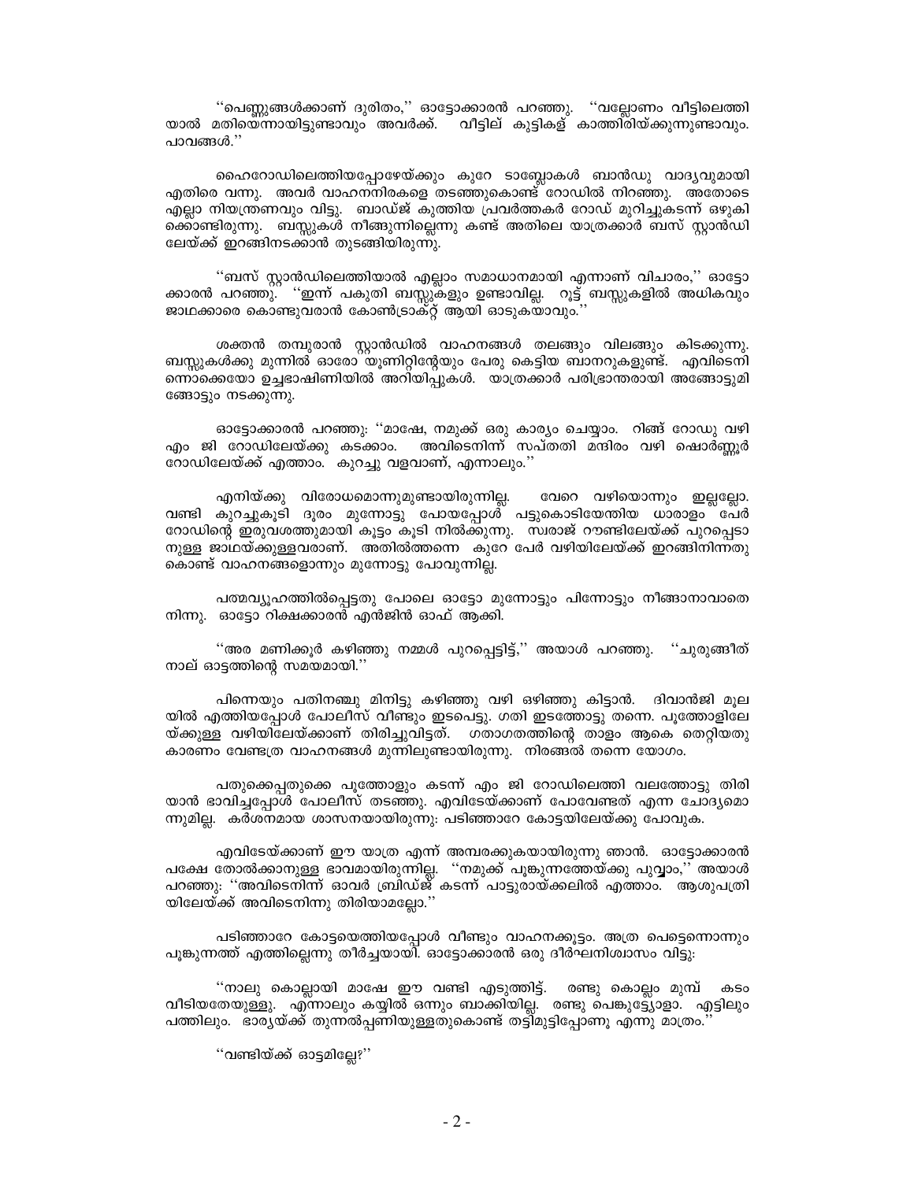''പെണ്ണുങ്ങൾക്കാണ് ദുരിതം,'' ഓട്ടോക്കാരൻ പറഞ്ഞു. ''വല്ലോണം വീട്ടിലെത്തിയാൽ മതിയെന്നായിട്ടുണ്ടാവും അവർക്ക്. വീട്ടില് കുട്ടികള് കാത്തിരിയ്ക്കുന്നുണ്ടാവും. പാവങ്ങൾ.''

ഹൈറോഡിലെത്തിയപ്പോഴേയ്ക്കും കുറേ ടാബ്ലോകൾ ബാൻഡു വാദ്യവുമായി എതിരെ വന്നു. അവർ വാഹനനിരകളെ തടഞ്ഞുകൊണ്ട് റോഡിൽ നിറഞ്ഞു. അതോടെ എല്ലാ നിയന്ത്രണവും വിട്ടു. ബാഡ്ജ് കുത്തിയ പ്രവർത്തകർ റോഡ് മുറിച്ചുകടന്ന് ഒഴുകിക്കൊണ്ടിരുന്നു. ബസ്സുകൾ നീങ്ങുന്നില്ലെന്നു കണ്ട് അതിലെ യാത്രക്കാർ ബസ് സ്റ്റാൻഡിലേയ്ക്ക് ഇറങ്ങിനടക്കാൻ തുടങ്ങിയിരുന്നു.

''ബസ് സ്റ്റാൻഡിലെത്തിയാൽ എല്ലാം സമാധാനമായി എന്നാണ് വിചാരം,'' ഓട്ടോക്കാരൻ പറഞ്ഞു. ''ഇന്ന് പകുതി ബസ്സുകളും ഉണ്ടാവില്ല. റൂട്ട് ബസ്സുകളിൽ അധികവും ജാഥക്കാരെ കൊണ്ടുവരാൻ കോൺട്രാക്റ്റ് ആയി ഓടുകയാവും.''

ശക്തൻ തമ്പുരാൻ സ്റ്റാൻഡിൽ വാഹനങ്ങൾ തലങ്ങും വിലങ്ങും കിടക്കുന്നു. ബസ്സുകൾക്കു മുന്നിൽ ഓരോ യൂണിറ്റിന്റേയും പേരു കെട്ടിയ ബാനറുകളുണ്ട്. എവിടെനിന്നൊക്കെയോ ഉച്ചഭാഷിണിയിൽ അറിയിപ്പുകൾ. യാത്രക്കാർ പരിഭ്രാന്തരായി അങ്ങോട്ടുമിങ്ങോട്ടും നടക്കുന്നു.

ഓട്ടോക്കാരൻ പറഞ്ഞു: ''മാഷേ, നമുക്ക് ഒരു കാര്യം ചെയ്യാം. റിങ്ങ് റോഡു വഴി എം ജി റോഡിലേയ്ക്കു കടക്കാം. അവിടെനിന്ന് സപ്തതി മന്ദിരം വഴി ഷൊർണ്ണൂർ റോഡിലേയ്ക്ക് എത്താം. കുറച്ചു വളവാണ്, എന്നാലും.''

എനിയ്ക്കു വിരോധമൊന്നുമുണ്ടായിരുന്നില്ല. വേറെ വഴിയൊന്നും ഇല്ലല്ലോ. വണ്ടി കുറച്ചുകൂടി ദൂരം മുന്നോട്ടു പോയപ്പോൾ പട്ടുകൊടിയേന്തിയ ധാരാളം പേർ റോഡിന്റെ ഇരുവശത്തുമായി കൂട്ടം കൂടി നിൽക്കുന്നു. സ്വരാജ് റൗണ്ടിലേയ്ക്ക് പുറപ്പെടാനുള്ള ജാഥയ്ക്കുള്ളവരാണ്. അതിൽത്തന്നെ കുറേ പേർ വഴിയിലേയ്ക്ക് ഇറങ്ങിനിന്നതുകൊണ്ട് വാഹനങ്ങളൊന്നും മുന്നോട്ടു പോവുന്നില്ല.

പത്മവ്യൂഹത്തിൽപ്പെട്ടതു പോലെ ഓട്ടോ മുന്നോട്ടും പിന്നോട്ടും നീങ്ങാനാവാതെ നിന്നു. ഓട്ടോ റിക്ഷക്കാരൻ എൻജിൻ ഓഫ് ആക്കി.

''അര മണിക്കൂർ കഴിഞ്ഞു നമ്മൾ പുറപ്പെട്ടിട്ട്,'' അയാൾ പറഞ്ഞു. ''ചുരുങ്ങീത് നാല് ഓട്ടത്തിന്റെ സമയമായി.''

പിന്നെയും പതിനഞ്ചു മിനിട്ടു കഴിഞ്ഞു വഴി ഒഴിഞ്ഞു കിട്ടാൻ. ദിവാൻജി മൂലയിൽ എത്തിയപ്പോൾ പോലീസ് വീണ്ടും ഇടപെട്ടു. ഗതി ഇടത്തോട്ടു തന്നെ. പൂത്തോളിലേയ്ക്കുള്ള വഴിയിലേയ്ക്കാണ് തിരിച്ചുവിട്ടത്. ഗതാഗതത്തിന്റെ താളം ആകെ തെറ്റിയതു കാരണം വേണ്ടത്ര വാഹനങ്ങൾ മുന്നിലുണ്ടായിരുന്നു. നിരങ്ങൽ തന്നെ യോഗം.

പതുക്കെപ്പതുക്കെ പൂത്തോളും കടന്ന് എം ജി റോഡിലെത്തി വലത്തോട്ടു തിരിയാൻ ഭാവിച്ചപ്പോൾ പോലീസ് തടഞ്ഞു. എവിടേയ്ക്കാണ് പോവേണ്ടത് എന്ന ചോദ്യമൊന്നുമില്ല. കർശനമായ ശാസനയായിരുന്നു: പടിഞ്ഞാറേ കോട്ടയിലേയ്ക്കു പോവുക.

എവിടേയ്ക്കാണ് ഈ യാത്ര എന്ന് അമ്പരക്കുകയായിരുന്നു ഞാൻ. ഓട്ടോക്കാരൻ പക്ഷേ തോൽക്കാനുള്ള ഭാവമായിരുന്നില്ല. ''നമുക്ക് പൂങ്കുന്നത്തേയ്ക്കു പുവ്വാം,'' അയാൾ പറഞ്ഞു: ''അവിടെനിന്ന് ഓവർ ബ്രിഡ്ജ് കടന്ന് പാട്ടുരായ്ക്കലിൽ എത്താം. ആശുപത്രിയിലേയ്ക്ക് അവിടെനിന്നു തിരിയാമല്ലോ.''

പടിഞ്ഞാറേ കോട്ടയെത്തിയപ്പോൾ വീണ്ടും വാഹനക്കൂട്ടം. അത്ര പെട്ടെന്നൊന്നും പൂങ്കുന്നത്ത് എത്തില്ലെന്നു തീർച്ചയായി. ഓട്ടോക്കാരൻ ഒരു ദീർഘനിശ്വാസം വിട്ടു:

''നാലു കൊല്ലായി മാഷേ ഈ വണ്ടി എടുത്തിട്ട്. രണ്ടു കൊല്ലം മുമ്പ് കടം വീടിയതേയുള്ളു. എന്നാലും കയ്യിൽ ഒന്നും ബാക്കിയില്ല. രണ്ടു പെങ്കുട്ട്യോളാ. എട്ടിലും പത്തിലും. ഭാര്യയ്ക്ക് തുന്നൽപ്പണിയുള്ളതുകൊണ്ട് തട്ടിമുട്ടിപ്പോണൂ എന്നു മാത്രം.''

''വണ്ടിയ്ക്ക് ഓട്ടമില്ലേ?''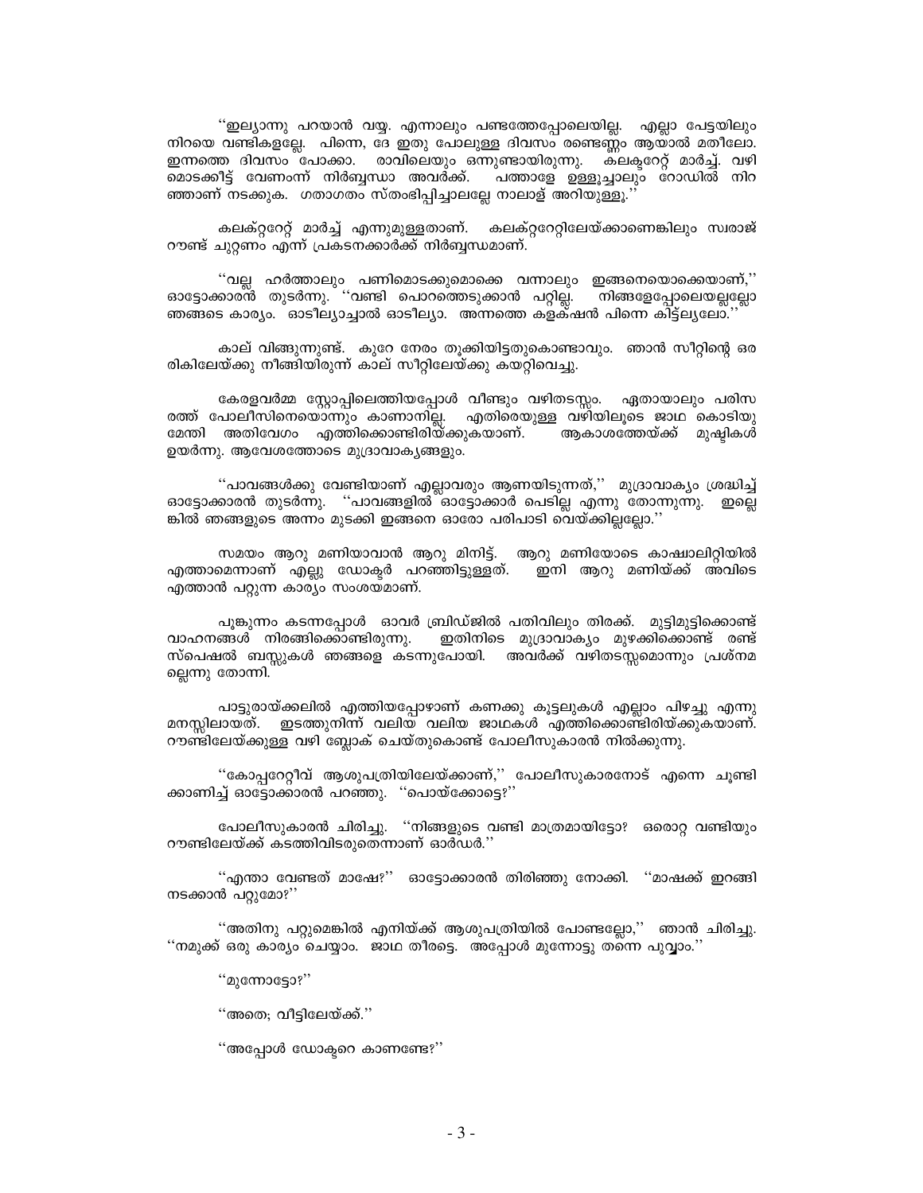''ഇല്യാന്നു പറയാൻ വയ്യ. എന്നാലും പണ്ടത്തേപ്പോലെയില്ല. എല്ലാ പേട്ടയിലും നിറയെ വണ്ടികളല്ലേ. പിന്നെ, ദേ ഇതു പോലുള്ള ദിവസം രണ്ടെണ്ണം ആയാൽ മതീലോ. ഇന്നത്തെ ദിവസം പോക്കാ. രാവിലെയും ഒന്നുണ്ടായിരുന്നു. കലക്ടറേറ്റ് മാർച്ച്. വഴി മൊടക്കീട്ട് വേണംന്ന് നിർബ്ബന്ധാ അവർക്ക്. പത്താളേ ഉള്ളൂച്ചാലും റോഡിൽ നിറ ഞ്ഞാണ് നടക്കുക. ഗതാഗതം സ്തംഭിപ്പിച്ചാലല്ലേ നാലാള് അറിയുള്ളൂ.''

കലക്റ്ററേറ്റ് മാർച്ച് എന്നുമുള്ളതാണ്. കലക്റ്ററേറ്റിലേയ്ക്കാണെങ്കിലും സ്വരാജ് റൗണ്ട് ചുറ്റണം എന്ന് പ്രകടനക്കാർക്ക് നിർബ്ബന്ധമാണ്.

''വല്ല ഹർത്താലും പണിമൊടക്കുമൊക്കെ വന്നാലും ഇങ്ങനെയൊക്കെയാണ്,'' ഓട്ടോക്കാരൻ തുടർന്നു. ''വണ്ടി പൊറത്തെടുക്കാൻ പറ്റില്ല. നിങ്ങളേപ്പോലെയല്ലല്ലോ ഞങ്ങടെ കാര്യം. ഓടീല്യാച്ചാൽ ഓടീല്യാ. അന്നത്തെ കളക്ഷൻ പിന്നെ കിട്ട്ല്യലോ.''

കാല് വിങ്ങുന്നുണ്ട്. കുറേ നേരം തൂക്കിയിട്ടതുകൊണ്ടാവും. ഞാൻ സീറ്റിന്റെ ഒര രികിലേയ്ക്കു നീങ്ങിയിരുന്ന് കാല് സീറ്റിലേയ്ക്കു കയറ്റിവെച്ചു.

കേരളവർമ്മ സ്റ്റോപ്പിലെത്തിയപ്പോൾ വീണ്ടും വഴിതടസ്സം. ഏതായാലും പരിസ രത്ത് പോലീസിനെയൊന്നും കാണാനില്ല. എതിരെയുള്ള വഴിയിലൂടെ ജാഥ കൊടിയു മേന്തി അതിവേഗം എത്തിക്കൊണ്ടിരിയ്ക്കുകയാണ്. ആകാശത്തേയ്ക്ക് മുഷ്ടികൾ ഉയർന്നു. ആവേശത്തോടെ മുദ്രാവാക്യങ്ങളും.

''പാവങ്ങൾക്കു വേണ്ടിയാണ് എല്ലാവരും ആണയിടുന്നത്,'' മുദ്രാവാക്യം ശ്രദ്ധിച്ച് ഓട്ടോക്കാരൻ തുടർന്നു. ''പാവങ്ങളിൽ ഓട്ടോക്കാർ പെടില്ല എന്നു തോന്നുന്നു. ഇല്ലെ ങ്കിൽ ഞങ്ങളുടെ അന്നം മുടക്കി ഇങ്ങനെ ഓരോ പരിപാടി വെയ്ക്കില്ലല്ലോ.''

സമയം ആറു മണിയാവാൻ ആറു മിനിട്ട്. ആറു മണിയോടെ കാഷ്വാലിറ്റിയിൽ എത്താമെന്നാണ് എല്ലു ഡോക്ടർ പറഞ്ഞിട്ടുള്ളത്. ഇനി ആറു മണിയ്ക്ക് അവിടെ എത്താൻ പറ്റുന്ന കാര്യം സംശയമാണ്.

പൂങ്കുന്നം കടന്നപ്പോൾ ഓവർ ബ്രിഡ്ജിൽ പതിവിലും തിരക്ക്. മുട്ടിമുട്ടിക്കൊണ്ട് വാഹനങ്ങൾ നിരങ്ങിക്കൊണ്ടിരുന്നു. ഇതിനിടെ മുദ്രാവാക്യം മുഴക്കിക്കൊണ്ട് രണ്ട് സ്പെഷൽ ബസ്സുകൾ ഞങ്ങളെ കടന്നുപോയി. അവർക്ക് വഴിതടസ്സമൊന്നും പ്രശ്നമ ല്ലെന്നു തോന്നി.

പാട്ടുരായ്ക്കലിൽ എത്തിയപ്പോഴാണ് കണക്കു കൂട്ടലുകൾ എല്ലാം പിഴച്ചു എന്നു മനസ്സിലായത്. ഇടത്തുനിന്ന് വലിയ വലിയ ജാഥകൾ എത്തിക്കൊണ്ടിരിയ്ക്കുകയാണ്. റൗണ്ടിലേയ്ക്കുള്ള വഴി ബ്ലോക് ചെയ്തുകൊണ്ട് പോലീസുകാരൻ നിൽക്കുന്നു.

''കോപ്പറേറ്റീവ് ആശുപത്രിയിലേയ്ക്കാണ്,'' പോലീസുകാരനോട് എന്നെ ചൂണ്ടി ക്കാണിച്ച് ഓട്ടോക്കാരൻ പറഞ്ഞു. ''പൊയ്ക്കോട്ടെ?''

പോലീസുകാരൻ ചിരിച്ചു. ''നിങ്ങളുടെ വണ്ടി മാത്രമായിട്ടോ? ഒരൊറ്റ വണ്ടിയും റൗണ്ടിലേയ്ക്ക് കടത്തിവിടരുതെന്നാണ് ഓർഡർ.''

''എന്താ വേണ്ടത് മാഷേ?'' ഓട്ടോക്കാരൻ തിരിഞ്ഞു നോക്കി. ''മാഷക്ക് ഇറങ്ങി നടക്കാൻ പറ്റുമോ?''

''അതിനു പറ്റുമെങ്കിൽ എനിയ്ക്ക് ആശുപത്രിയിൽ പോണ്ടല്ലോ,'' ഞാൻ ചിരിച്ചു. ''നമുക്ക് ഒരു കാര്യം ചെയ്യാം. ജാഥ തീരട്ടെ. അപ്പോൾ മുന്നോട്ടു തന്നെ പുവ്വാം.''

''മുന്നോട്ടോ?''

''അതെ; വീട്ടിലേയ്ക്ക്.''

''അപ്പോൾ ഡോക്ടറെ കാണണ്ടേ?''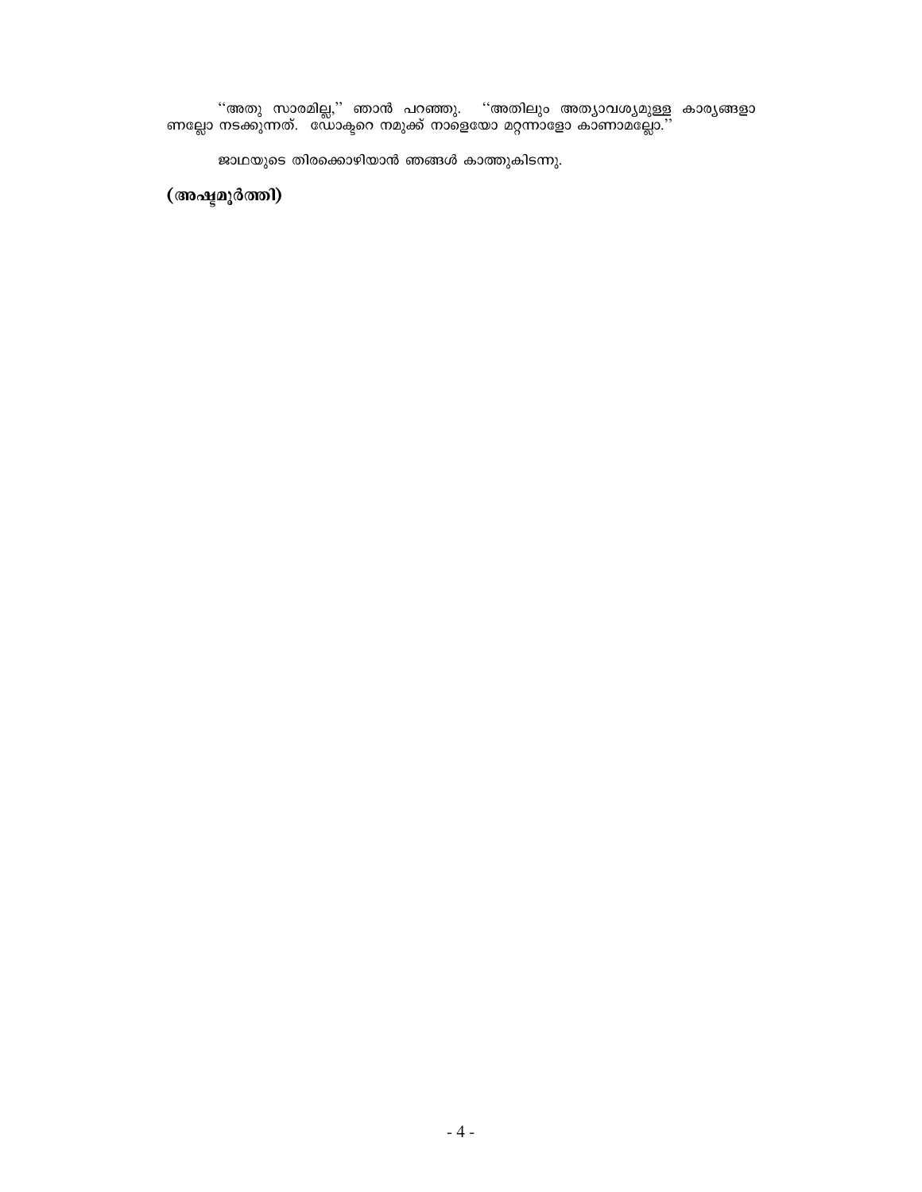''അതു സാരമില്ല,'' ഞാൻ പറഞ്ഞു. ''അതിലും അത്യാവശ്യമുള്ള കാര്യങ്ങളാണല്ലോ നടക്കുന്നത്. ഡോക്ടറെ നമുക്ക് നാളെയോ മറ്റന്നാളോ കാണാമല്ലോ.''

ജാഥയുടെ തിരക്കൊഴിയാൻ ഞങ്ങൾ കാത്തുകിടന്നു.

**(അഷ്ടമൂർത്തി)**